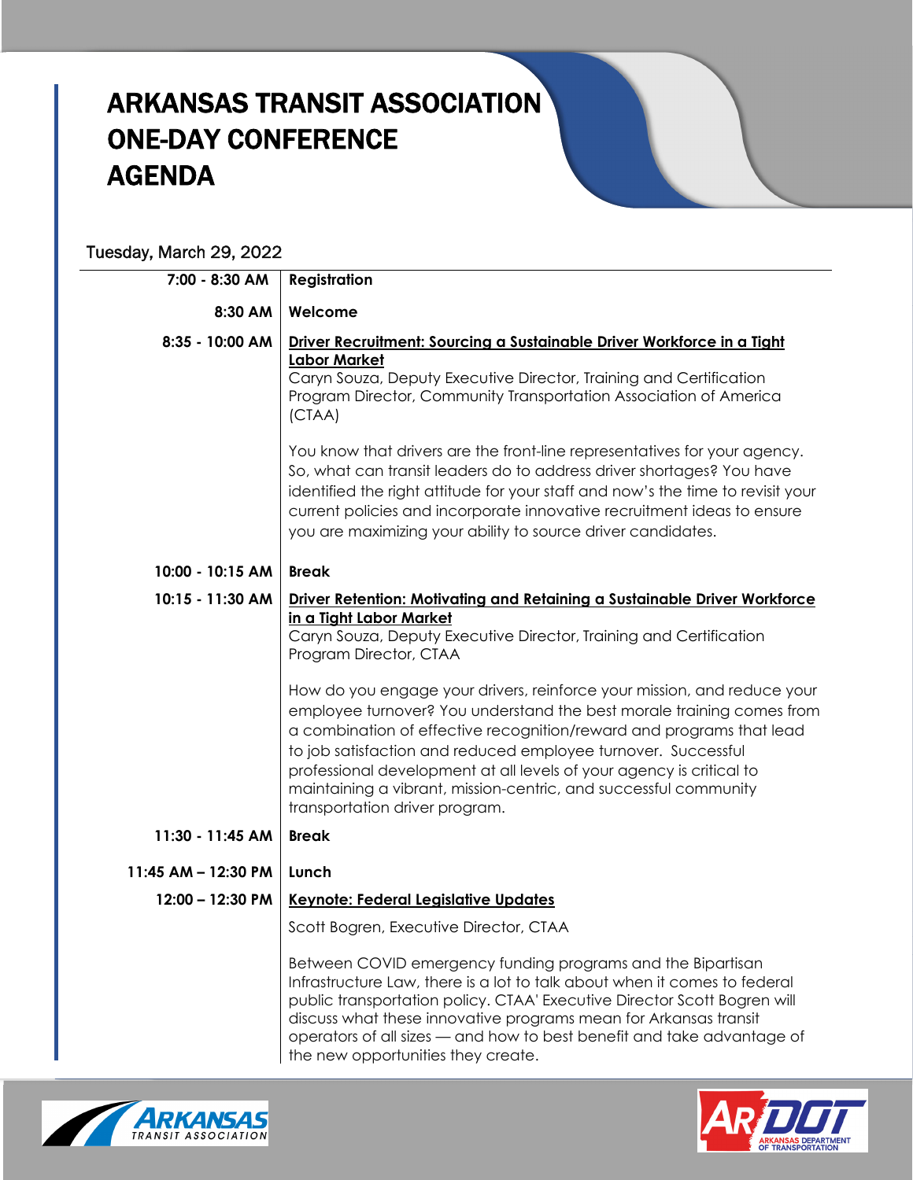# ARKANSAS TRANSIT ASSOCIATION ONE-DAY CONFERENCE AGENDA

Tuesday, March 29, 2022

| | |
|---|---|
| **7:00 - 8:30 AM** | **Registration** |
| **8:30 AM** | **Welcome** |
| **8:35 - 10:00 AM** | **Driver Recruitment: Sourcing a Sustainable Driver Workforce in a Tight Labor Market**<br>Caryn Souza, Deputy Executive Director, Training and Certification Program Director, Community Transportation Association of America (CTAA)<br><br>You know that drivers are the front-line representatives for your agency. So, what can transit leaders do to address driver shortages? You have identified the right attitude for your staff and now's the time to revisit your current policies and incorporate innovative recruitment ideas to ensure you are maximizing your ability to source driver candidates. |
| **10:00 - 10:15 AM** | **Break** |
| **10:15 - 11:30 AM** | **Driver Retention: Motivating and Retaining a Sustainable Driver Workforce in a Tight Labor Market**<br>Caryn Souza, Deputy Executive Director, Training and Certification Program Director, CTAA<br><br>How do you engage your drivers, reinforce your mission, and reduce your employee turnover? You understand the best morale training comes from a combination of effective recognition/reward and programs that lead to job satisfaction and reduced employee turnover. Successful professional development at all levels of your agency is critical to maintaining a vibrant, mission-centric, and successful community transportation driver program. |
| **11:30 - 11:45 AM** | **Break** |
| **11:45 AM – 12:30 PM** | **Lunch** |
| **12:00 – 12:30 PM** | **Keynote: Federal Legislative Updates**<br><br>Scott Bogren, Executive Director, CTAA<br><br>Between COVID emergency funding programs and the Bipartisan Infrastructure Law, there is a lot to talk about when it comes to federal public transportation policy. CTAA' Executive Director Scott Bogren will discuss what these innovative programs mean for Arkansas transit operators of all sizes — and how to best benefit and take advantage of the new opportunities they create. |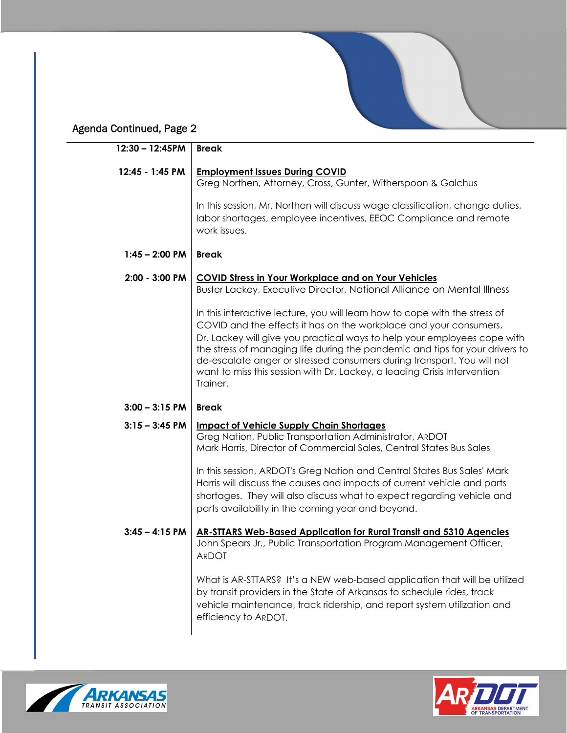## Agenda Continued, Page 2

| | |
|---|---|
| 12:30 – 12:45PM | **Break** |
| 12:45 - 1:45 PM | **Employment Issues During COVID**<br>Greg Northen, Attorney, Cross, Gunter, Witherspoon & Galchus<br><br>In this session, Mr. Northen will discuss wage classification, change duties, labor shortages, employee incentives, EEOC Compliance and remote work issues. |
| 1:45 – 2:00 PM | **Break** |
| 2:00 - 3:00 PM | **COVID Stress in Your Workplace and on Your Vehicles**<br>Buster Lackey, Executive Director, National Alliance on Mental Illness<br><br>In this interactive lecture, you will learn how to cope with the stress of COVID and the effects it has on the workplace and your consumers. Dr. Lackey will give you practical ways to help your employees cope with the stress of managing life during the pandemic and tips for your drivers to de-escalate anger or stressed consumers during transport. You will not want to miss this session with Dr. Lackey, a leading Crisis Intervention Trainer. |
| 3:00 – 3:15 PM | **Break** |
| 3:15 – 3:45 PM | **Impact of Vehicle Supply Chain Shortages**<br>Greg Nation, Public Transportation Administrator, ARDOT<br>Mark Harris, Director of Commercial Sales, Central States Bus Sales<br><br>In this session, ARDOT's Greg Nation and Central States Bus Sales' Mark Harris will discuss the causes and impacts of current vehicle and parts shortages. They will also discuss what to expect regarding vehicle and parts availability in the coming year and beyond. |
| 3:45 – 4:15 PM | **AR-STTARS Web-Based Application for Rural Transit and 5310 Agencies**<br>John Spears Jr., Public Transportation Program Management Officer, ARDOT<br><br>What is AR-STTARS? It's a NEW web-based application that will be utilized by transit providers in the State of Arkansas to schedule rides, track vehicle maintenance, track ridership, and report system utilization and efficiency to ARDOT. |

ARKANSAS TRANSIT ASSOCIATION

ARDOT ARKANSAS DEPARTMENT OF TRANSPORTATION